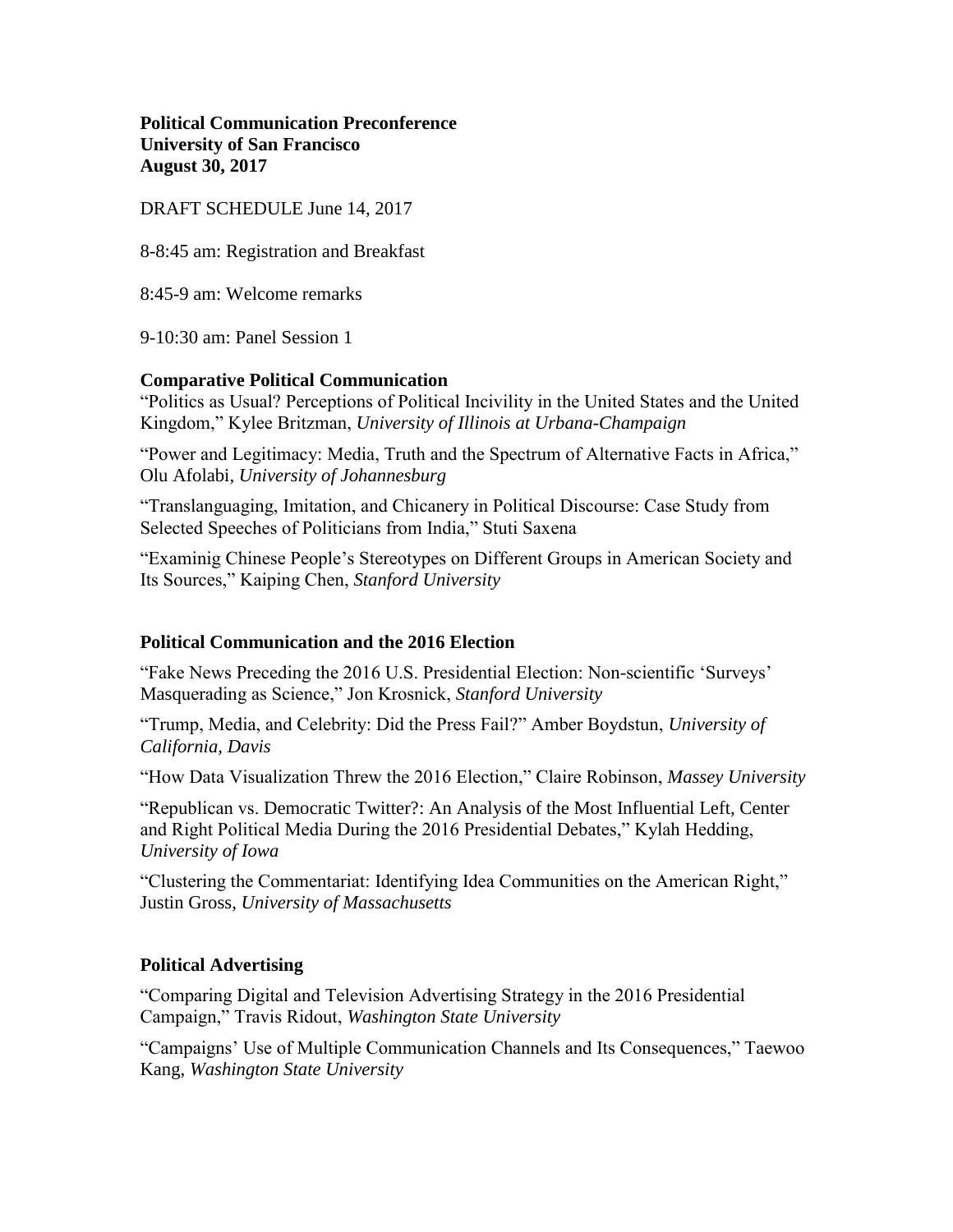**Political Communication Preconference**
**University of San Francisco**
**August 30, 2017**

DRAFT SCHEDULE June 14, 2017

8-8:45 am: Registration and Breakfast

8:45-9 am: Welcome remarks

9-10:30 am: Panel Session 1

### Comparative Political Communication

"Politics as Usual? Perceptions of Political Incivility in the United States and the United Kingdom," Kylee Britzman, *University of Illinois at Urbana-Champaign*

"Power and Legitimacy: Media, Truth and the Spectrum of Alternative Facts in Africa," Olu Afolabi, *University of Johannesburg*

"Translanguaging, Imitation, and Chicanery in Political Discourse: Case Study from Selected Speeches of Politicians from India," Stuti Saxena

"Examinig Chinese People's Stereotypes on Different Groups in American Society and Its Sources," Kaiping Chen, *Stanford University*

### Political Communication and the 2016 Election

"Fake News Preceding the 2016 U.S. Presidential Election: Non-scientific 'Surveys' Masquerading as Science," Jon Krosnick, *Stanford University*

"Trump, Media, and Celebrity: Did the Press Fail?" Amber Boydstun, *University of California, Davis*

"How Data Visualization Threw the 2016 Election," Claire Robinson, *Massey University*

"Republican vs. Democratic Twitter?: An Analysis of the Most Influential Left, Center and Right Political Media During the 2016 Presidential Debates," Kylah Hedding, *University of Iowa*

"Clustering the Commentariat: Identifying Idea Communities on the American Right," Justin Gross, *University of Massachusetts*

### Political Advertising

"Comparing Digital and Television Advertising Strategy in the 2016 Presidential Campaign," Travis Ridout, *Washington State University*

"Campaigns' Use of Multiple Communication Channels and Its Consequences," Taewoo Kang, *Washington State University*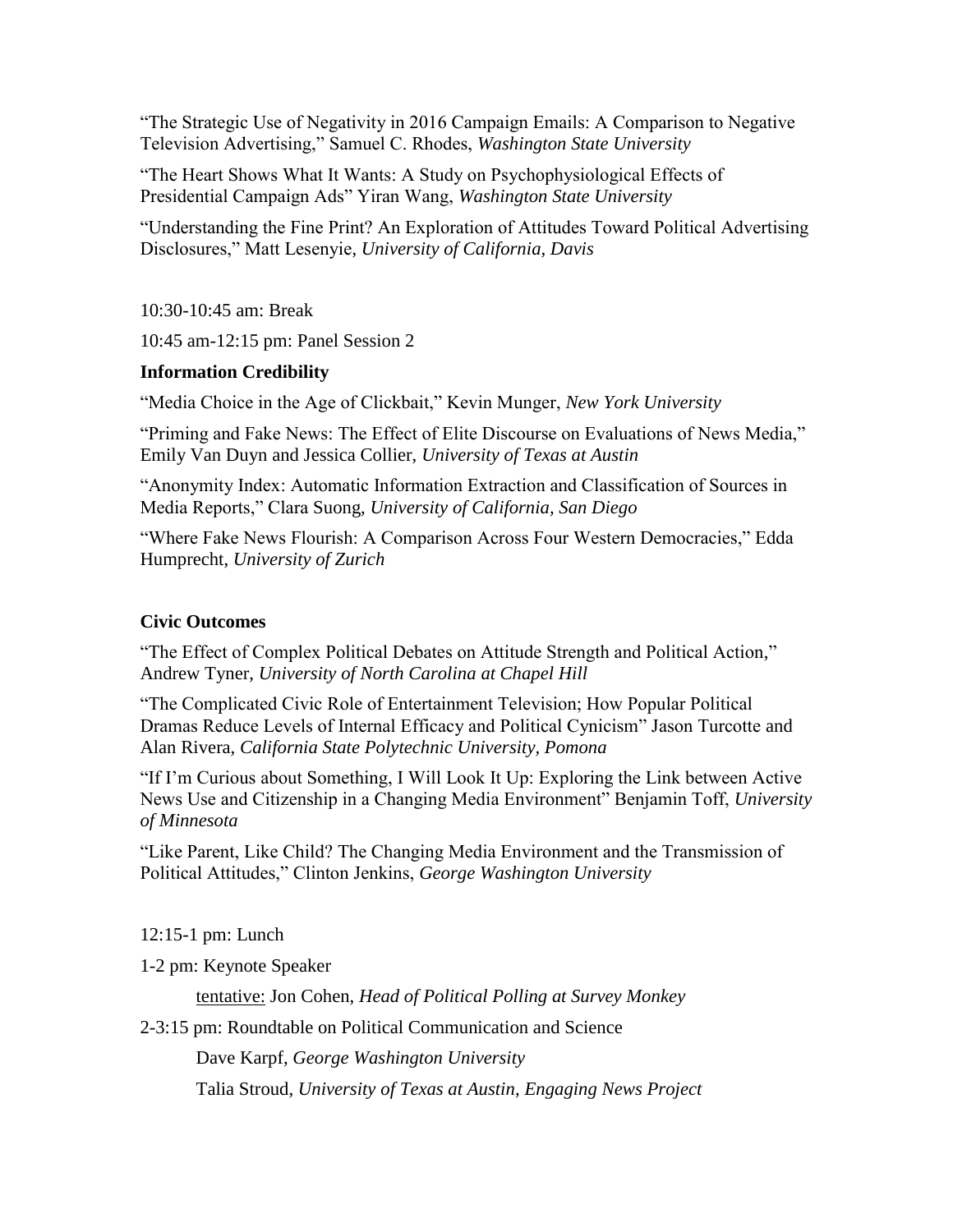“The Strategic Use of Negativity in 2016 Campaign Emails: A Comparison to Negative Television Advertising,” Samuel C. Rhodes, *Washington State University*

“The Heart Shows What It Wants: A Study on Psychophysiological Effects of Presidential Campaign Ads” Yiran Wang, *Washington State University*

“Understanding the Fine Print? An Exploration of Attitudes Toward Political Advertising Disclosures,” Matt Lesenyie, *University of California, Davis*

10:30-10:45 am: Break

10:45 am-12:15 pm: Panel Session 2

**Information Credibility**

“Media Choice in the Age of Clickbait,” Kevin Munger, *New York University*

“Priming and Fake News: The Effect of Elite Discourse on Evaluations of News Media,” Emily Van Duyn and Jessica Collier, *University of Texas at Austin*

“Anonymity Index: Automatic Information Extraction and Classification of Sources in Media Reports,” Clara Suong, *University of California, San Diego*

“Where Fake News Flourish: A Comparison Across Four Western Democracies,” Edda Humprecht, *University of Zurich*

**Civic Outcomes**

“The Effect of Complex Political Debates on Attitude Strength and Political Action,” Andrew Tyner, *University of North Carolina at Chapel Hill*

“The Complicated Civic Role of Entertainment Television; How Popular Political Dramas Reduce Levels of Internal Efficacy and Political Cynicism” Jason Turcotte and Alan Rivera, *California State Polytechnic University, Pomona*

“If I’m Curious about Something, I Will Look It Up: Exploring the Link between Active News Use and Citizenship in a Changing Media Environment” Benjamin Toff, *University of Minnesota*

“Like Parent, Like Child? The Changing Media Environment and the Transmission of Political Attitudes,” Clinton Jenkins, *George Washington University*

12:15-1 pm: Lunch

1-2 pm: Keynote Speaker

tentative: Jon Cohen, *Head of Political Polling at Survey Monkey*

2-3:15 pm: Roundtable on Political Communication and Science

Dave Karpf, *George Washington University*

Talia Stroud, *University of Texas at Austin, Engaging News Project*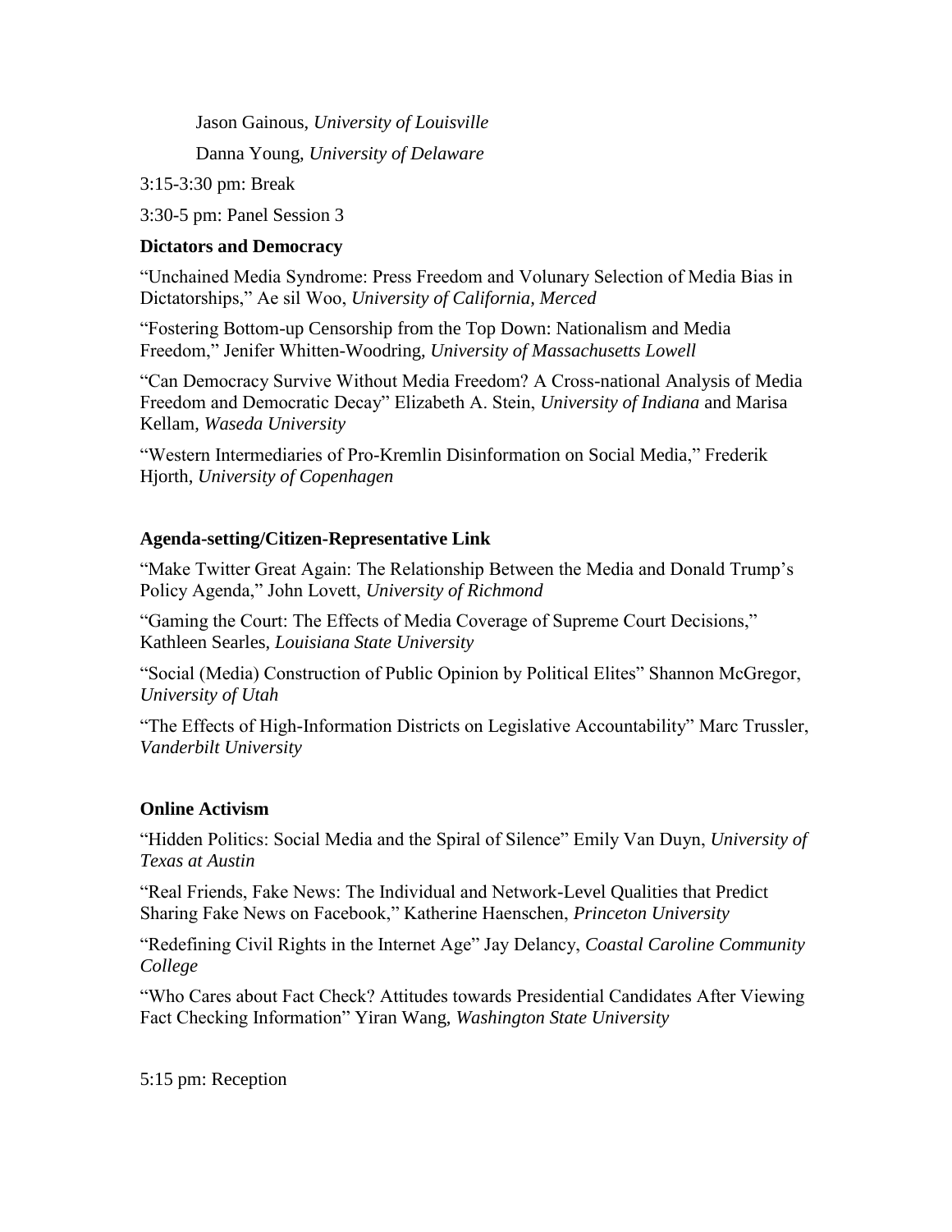Jason Gainous, *University of Louisville*

Danna Young, *University of Delaware*

3:15-3:30 pm: Break

3:30-5 pm: Panel Session 3

**Dictators and Democracy**

"Unchained Media Syndrome: Press Freedom and Volunary Selection of Media Bias in Dictatorships," Ae sil Woo, *University of California, Merced*

"Fostering Bottom-up Censorship from the Top Down: Nationalism and Media Freedom," Jenifer Whitten-Woodring, *University of Massachusetts Lowell*

"Can Democracy Survive Without Media Freedom? A Cross-national Analysis of Media Freedom and Democratic Decay" Elizabeth A. Stein, *University of Indiana* and Marisa Kellam, *Waseda University*

"Western Intermediaries of Pro-Kremlin Disinformation on Social Media," Frederik Hjorth, *University of Copenhagen*

**Agenda-setting/Citizen-Representative Link**

"Make Twitter Great Again: The Relationship Between the Media and Donald Trump's Policy Agenda," John Lovett, *University of Richmond*

"Gaming the Court: The Effects of Media Coverage of Supreme Court Decisions," Kathleen Searles, *Louisiana State University*

"Social (Media) Construction of Public Opinion by Political Elites" Shannon McGregor, *University of Utah*

"The Effects of High-Information Districts on Legislative Accountability" Marc Trussler, *Vanderbilt University*

**Online Activism**

"Hidden Politics: Social Media and the Spiral of Silence" Emily Van Duyn, *University of Texas at Austin*

"Real Friends, Fake News: The Individual and Network-Level Qualities that Predict Sharing Fake News on Facebook," Katherine Haenschen, *Princeton University*

"Redefining Civil Rights in the Internet Age" Jay Delancy, *Coastal Caroline Community College*

"Who Cares about Fact Check? Attitudes towards Presidential Candidates After Viewing Fact Checking Information" Yiran Wang, *Washington State University*

5:15 pm: Reception